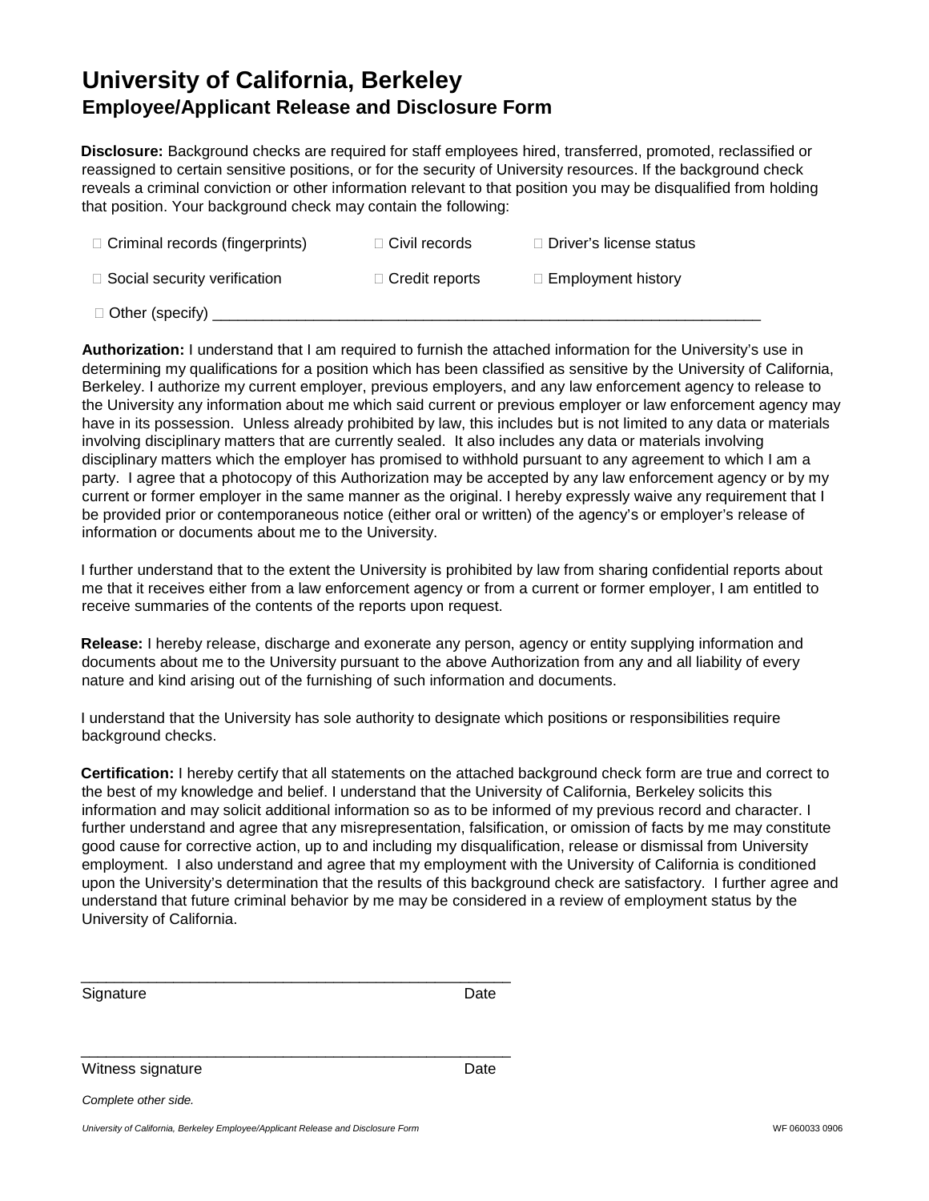# University of California, Berkeley
## Employee/Applicant Release and Disclosure Form

**Disclosure:** Background checks are required for staff employees hired, transferred, promoted, reclassified or reassigned to certain sensitive positions, or for the security of University resources. If the background check reveals a criminal conviction or other information relevant to that position you may be disqualified from holding that position. Your background check may contain the following:

| | | |
|---|---|---|
| ☐ Criminal records (fingerprints) | ☐ Civil records | ☐ Driver's license status |
| ☐ Social security verification | ☐ Credit reports | ☐ Employment history |

☐ Other (specify) ___________________________________________________________________

**Authorization:** I understand that I am required to furnish the attached information for the University's use in determining my qualifications for a position which has been classified as sensitive by the University of California, Berkeley. I authorize my current employer, previous employers, and any law enforcement agency to release to the University any information about me which said current or previous employer or law enforcement agency may have in its possession. Unless already prohibited by law, this includes but is not limited to any data or materials involving disciplinary matters that are currently sealed. It also includes any data or materials involving disciplinary matters which the employer has promised to withhold pursuant to any agreement to which I am a party. I agree that a photocopy of this Authorization may be accepted by any law enforcement agency or by my current or former employer in the same manner as the original. I hereby expressly waive any requirement that I be provided prior or contemporaneous notice (either oral or written) of the agency's or employer's release of information or documents about me to the University.

I further understand that to the extent the University is prohibited by law from sharing confidential reports about me that it receives either from a law enforcement agency or from a current or former employer, I am entitled to receive summaries of the contents of the reports upon request.

**Release:** I hereby release, discharge and exonerate any person, agency or entity supplying information and documents about me to the University pursuant to the above Authorization from any and all liability of every nature and kind arising out of the furnishing of such information and documents.

I understand that the University has sole authority to designate which positions or responsibilities require background checks.

**Certification:** I hereby certify that all statements on the attached background check form are true and correct to the best of my knowledge and belief. I understand that the University of California, Berkeley solicits this information and may solicit additional information so as to be informed of my previous record and character. I further understand and agree that any misrepresentation, falsification, or omission of facts by me may constitute good cause for corrective action, up to and including my disqualification, release or dismissal from University employment. I also understand and agree that my employment with the University of California is conditioned upon the University's determination that the results of this background check are satisfactory. I further agree and understand that future criminal behavior by me may be considered in a review of employment status by the University of California.

_____________________________________________________

Signature Date

_____________________________________________________

Witness signature Date

*Complete other side.*

*University of California, Berkeley Employee/Applicant Release and Disclosure Form* WF 060033 0906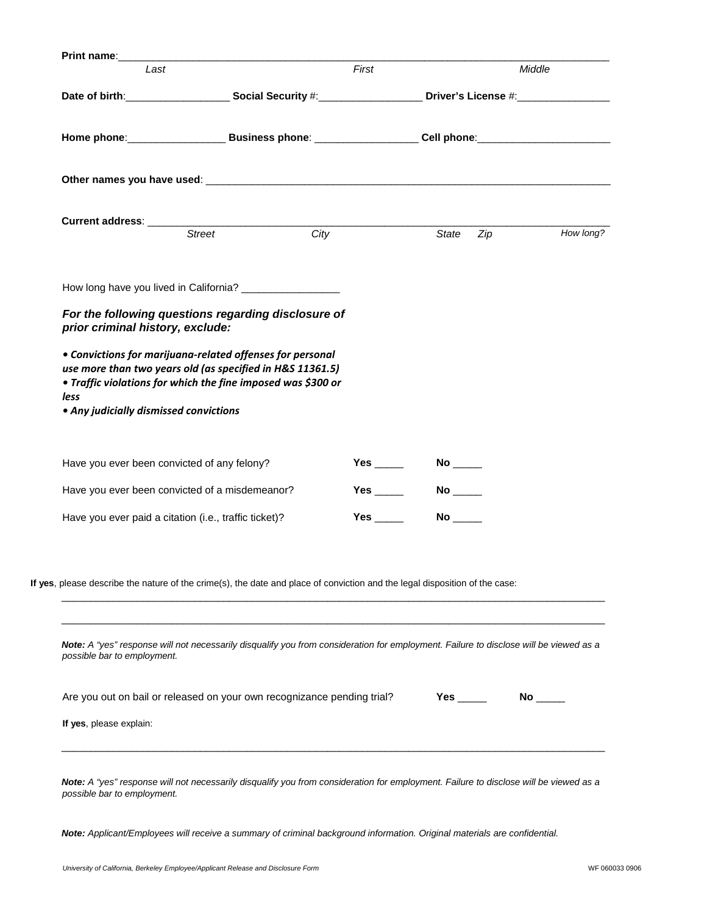**Print name**:\_\_\_\_\_\_\_\_\_\_\_\_\_\_\_\_\_\_\_\_\_\_\_\_\_\_\_\_\_\_\_\_\_\_\_\_\_\_\_\_\_\_\_\_\_\_\_\_\_\_\_\_\_\_\_\_\_\_\_\_\_\_\_\_\_\_\_\_\_\_\_\_\_\_\_\_

*Last* *First* *Middle*

**Date of birth**:\_\_\_\_\_\_\_\_\_\_\_\_\_\_\_\_\_\_ **Social Security** #:\_\_\_\_\_\_\_\_\_\_\_\_\_\_\_\_\_\_ **Driver's License** #:\_\_\_\_\_\_\_\_\_\_\_\_\_\_\_\_

**Home phone**:\_\_\_\_\_\_\_\_\_\_\_\_\_\_\_\_\_ **Business phone**: \_\_\_\_\_\_\_\_\_\_\_\_\_\_\_\_\_\_ **Cell phone**:\_\_\_\_\_\_\_\_\_\_\_\_\_\_\_\_\_\_\_\_\_\_\_

**Other names you have used**: \_\_\_\_\_\_\_\_\_\_\_\_\_\_\_\_\_\_\_\_\_\_\_\_\_\_\_\_\_\_\_\_\_\_\_\_\_\_\_\_\_\_\_\_\_\_\_\_\_\_\_\_\_\_\_\_\_\_\_\_\_\_\_\_\_\_

**Current address**: \_\_\_\_\_\_\_\_\_\_\_\_\_\_\_\_\_\_\_\_\_\_\_\_\_\_\_\_\_\_\_\_\_\_\_\_\_\_\_\_\_\_\_\_\_\_\_\_\_\_\_\_\_\_\_\_\_\_\_\_\_\_\_\_\_\_\_\_\_\_\_\_

*Street* *City* *State* *Zip* *How long?*

How long have you lived in California? \_\_\_\_\_\_\_\_\_\_\_\_\_\_\_\_\_

***For the following questions regarding disclosure of prior criminal history, exclude:***

***• Convictions for marijuana-related offenses for personal use more than two years old (as specified in H&S 11361.5)***
***• Traffic violations for which the fine imposed was $300 or less***
***• Any judicially dismissed convictions***

Have you ever been convicted of any felony? **Yes** \_\_\_\_\_ **No** \_\_\_\_\_

Have you ever been convicted of a misdemeanor? **Yes** \_\_\_\_\_ **No** \_\_\_\_\_

Have you ever paid a citation (i.e., traffic ticket)? **Yes** \_\_\_\_\_ **No** \_\_\_\_\_

**If yes**, please describe the nature of the crime(s), the date and place of conviction and the legal disposition of the case:

\_\_\_\_\_\_\_\_\_\_\_\_\_\_\_\_\_\_\_\_\_\_\_\_\_\_\_\_\_\_\_\_\_\_\_\_\_\_\_\_\_\_\_\_\_\_\_\_\_\_\_\_\_\_\_\_\_\_\_\_\_\_\_\_\_\_\_\_\_\_\_\_\_\_\_\_\_\_\_\_\_\_\_\_\_\_\_\_\_\_\_\_\_\_

\_\_\_\_\_\_\_\_\_\_\_\_\_\_\_\_\_\_\_\_\_\_\_\_\_\_\_\_\_\_\_\_\_\_\_\_\_\_\_\_\_\_\_\_\_\_\_\_\_\_\_\_\_\_\_\_\_\_\_\_\_\_\_\_\_\_\_\_\_\_\_\_\_\_\_\_\_\_\_\_\_\_\_\_\_\_\_\_\_\_\_\_\_\_

***Note:*** *A "yes" response will not necessarily disqualify you from consideration for employment. Failure to disclose will be viewed as a possible bar to employment.*

Are you out on bail or released on your own recognizance pending trial? **Yes** \_\_\_\_\_ **No** \_\_\_\_\_

**If yes**, please explain:

\_\_\_\_\_\_\_\_\_\_\_\_\_\_\_\_\_\_\_\_\_\_\_\_\_\_\_\_\_\_\_\_\_\_\_\_\_\_\_\_\_\_\_\_\_\_\_\_\_\_\_\_\_\_\_\_\_\_\_\_\_\_\_\_\_\_\_\_\_\_\_\_\_\_\_\_\_\_\_\_\_\_\_\_\_\_\_\_\_\_\_\_\_\_

***Note:*** *A "yes" response will not necessarily disqualify you from consideration for employment. Failure to disclose will be viewed as a possible bar to employment.*

***Note:*** *Applicant/Employees will receive a summary of criminal background information. Original materials are confidential.*